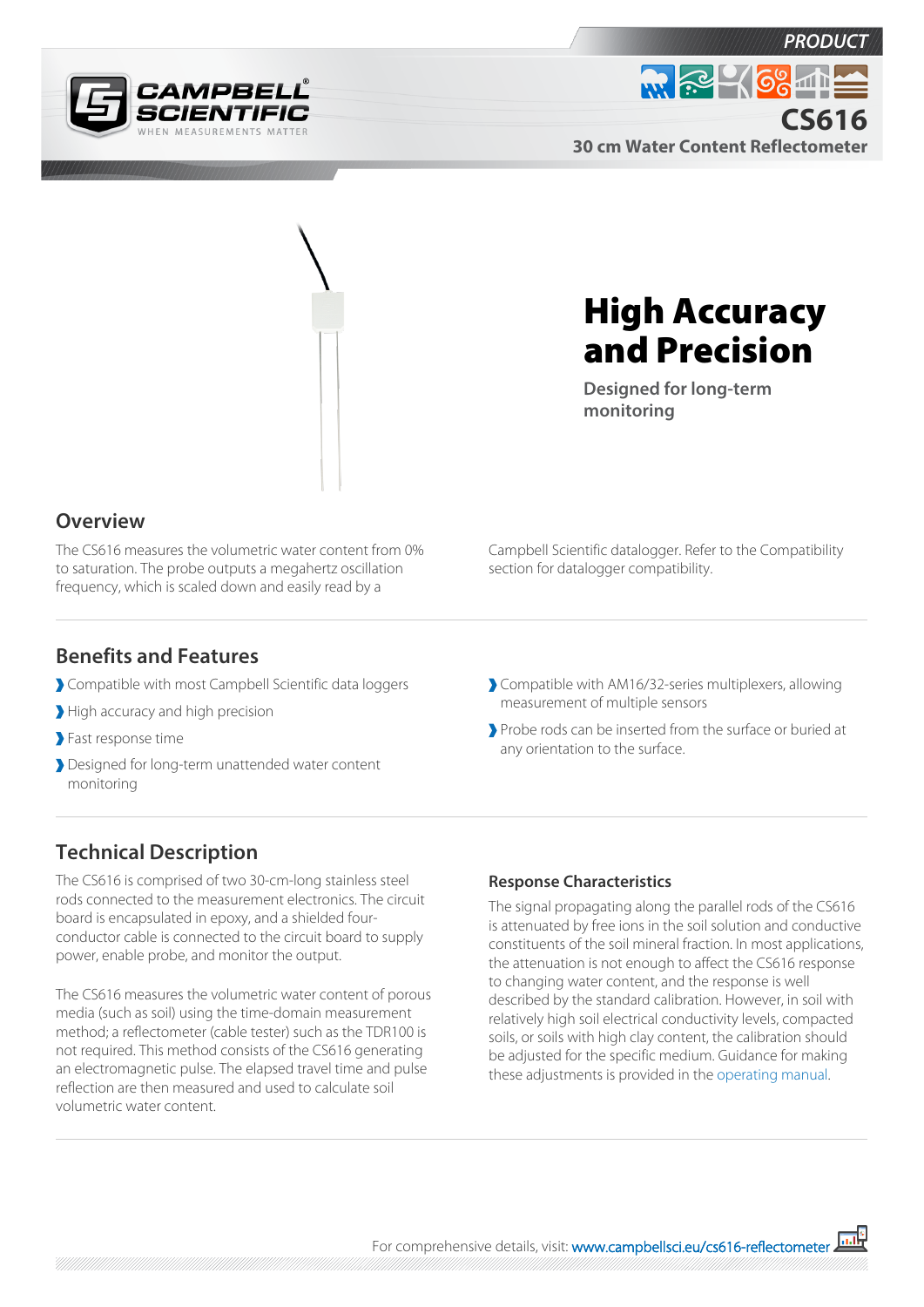PRODUCT

# CS616

30 cm Water Content Reflectometer

# High Accuracy and Precision

Designed for long-term monitoring

## Overview

The CS616 measures the volumetric water content from 0% to saturation. The probe outputs a megahertz oscillation frequency, which is scaled down and easily read by a Campbell Scientific datalogger. Refer to the Compatibility section for datalogger compatibility.

## Benefits and Features

- Compatible with most Campbell Scientific data loggers
- High accuracy and high precision
- Fast response time
- Designed for long-term unattended water content monitoring
- Compatible with AM16/32-series multiplexers, allowing measurement of multiple sensors
- Probe rods can be inserted from the surface or buried at any orientation to the surface.

## Technical Description

The CS616 is comprised of two 30-cm-long stainless steel rods connected to the measurement electronics. The circuit board is encapsulated in epoxy, and a shielded four-conductor cable is connected to the circuit board to supply power, enable probe, and monitor the output.

The CS616 measures the volumetric water content of porous media (such as soil) using the time-domain measurement method; a reflectometer (cable tester) such as the TDR100 is not required. This method consists of the CS616 generating an electromagnetic pulse. The elapsed travel time and pulse reflection are then measured and used to calculate soil volumetric water content.

### Response Characteristics

The signal propagating along the parallel rods of the CS616 is attenuated by free ions in the soil solution and conductive constituents of the soil mineral fraction. In most applications, the attenuation is not enough to affect the CS616 response to changing water content, and the response is well described by the standard calibration. However, in soil with relatively high soil electrical conductivity levels, compacted soils, or soils with high clay content, the calibration should be adjusted for the specific medium. Guidance for making these adjustments is provided in the operating manual.

For comprehensive details, visit: www.campbellsci.eu/cs616-reflectometer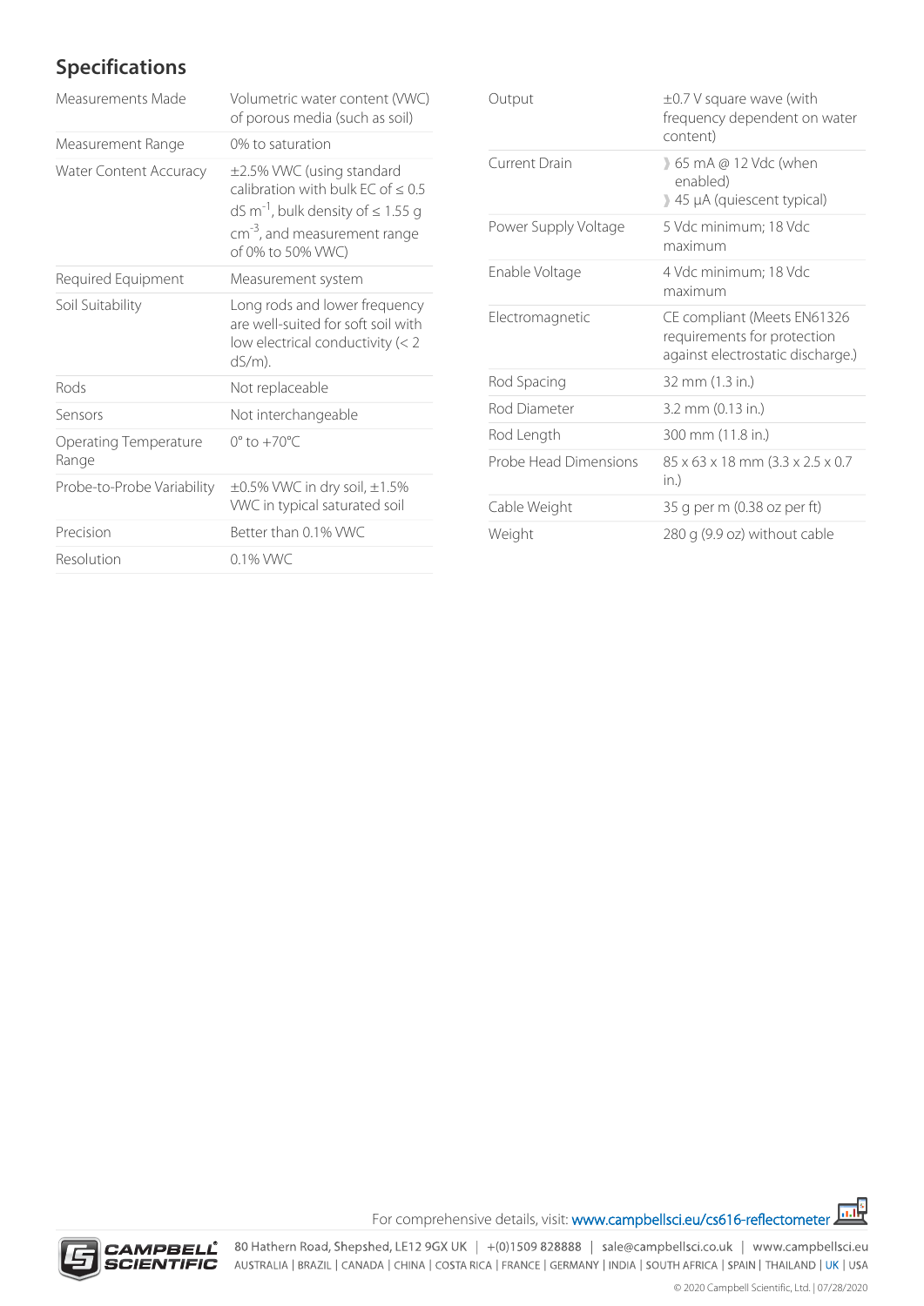## Specifications

| | |
|---|---|
| Measurements Made | Volumetric water content (VWC) of porous media (such as soil) |
| Measurement Range | 0% to saturation |
| Water Content Accuracy | ±2.5% VWC (using standard calibration with bulk EC of ≤ 0.5 dS $m^{-1}$, bulk density of ≤ 1.55 g $cm^{-3}$, and measurement range of 0% to 50% VWC) |
| Required Equipment | Measurement system |
| Soil Suitability | Long rods and lower frequency are well-suited for soft soil with low electrical conductivity (< 2 dS/m). |
| Rods | Not replaceable |
| Sensors | Not interchangeable |
| Operating Temperature Range | 0° to +70°C |
| Probe-to-Probe Variability | ±0.5% VWC in dry soil, ±1.5% VWC in typical saturated soil |
| Precision | Better than 0.1% VWC |
| Resolution | 0.1% VWC |
| Output | ±0.7 V square wave (with frequency dependent on water content) |
| Current Drain | 65 mA @ 12 Vdc (when enabled); 45 µA (quiescent typical) |
| Power Supply Voltage | 5 Vdc minimum; 18 Vdc maximum |
| Enable Voltage | 4 Vdc minimum; 18 Vdc maximum |
| Electromagnetic | CE compliant (Meets EN61326 requirements for protection against electrostatic discharge.) |
| Rod Spacing | 32 mm (1.3 in.) |
| Rod Diameter | 3.2 mm (0.13 in.) |
| Rod Length | 300 mm (11.8 in.) |
| Probe Head Dimensions | 85 x 63 x 18 mm (3.3 x 2.5 x 0.7 in.) |
| Cable Weight | 35 g per m (0.38 oz per ft) |
| Weight | 280 g (9.9 oz) without cable |

For comprehensive details, visit: www.campbellsci.eu/cs616-reflectometer

CAMPBELL SCIENTIFIC

80 Hathern Road, Shepshed, LE12 9GX UK | +(0)1509 828888 | sale@campbellsci.co.uk | www.campbellsci.eu

AUSTRALIA | BRAZIL | CANADA | CHINA | COSTA RICA | FRANCE | GERMANY | INDIA | SOUTH AFRICA | SPAIN | THAILAND | UK | USA

© 2020 Campbell Scientific, Ltd. | 07/28/2020